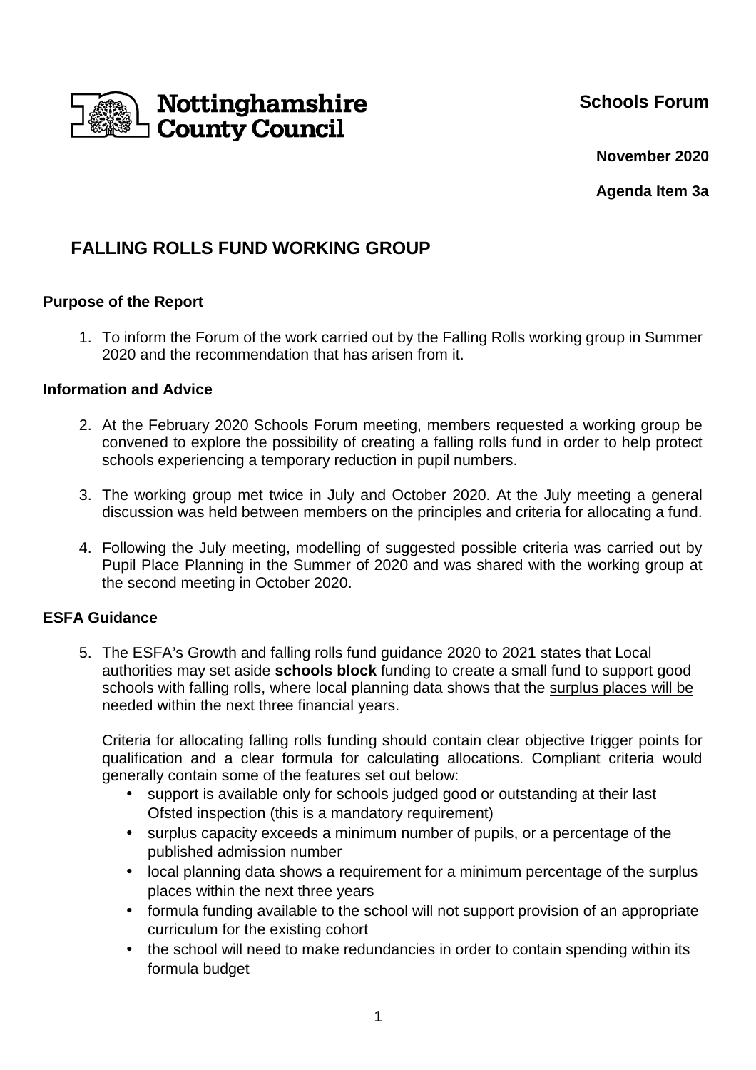Nottinghamshire County Council

**Schools Forum**

**November 2020**

**Agenda Item 3a**

# FALLING ROLLS FUND WORKING GROUP

### Purpose of the Report

1. To inform the Forum of the work carried out by the Falling Rolls working group in Summer 2020 and the recommendation that has arisen from it.

### Information and Advice

2. At the February 2020 Schools Forum meeting, members requested a working group be convened to explore the possibility of creating a falling rolls fund in order to help protect schools experiencing a temporary reduction in pupil numbers.

3. The working group met twice in July and October 2020. At the July meeting a general discussion was held between members on the principles and criteria for allocating a fund.

4. Following the July meeting, modelling of suggested possible criteria was carried out by Pupil Place Planning in the Summer of 2020 and was shared with the working group at the second meeting in October 2020.

### ESFA Guidance

5. The ESFA's Growth and falling rolls fund guidance 2020 to 2021 states that Local authorities may set aside **schools block** funding to create a small fund to support good schools with falling rolls, where local planning data shows that the surplus places will be needed within the next three financial years.

   Criteria for allocating falling rolls funding should contain clear objective trigger points for qualification and a clear formula for calculating allocations. Compliant criteria would generally contain some of the features set out below:

   - support is available only for schools judged good or outstanding at their last Ofsted inspection (this is a mandatory requirement)
   - surplus capacity exceeds a minimum number of pupils, or a percentage of the published admission number
   - local planning data shows a requirement for a minimum percentage of the surplus places within the next three years
   - formula funding available to the school will not support provision of an appropriate curriculum for the existing cohort
   - the school will need to make redundancies in order to contain spending within its formula budget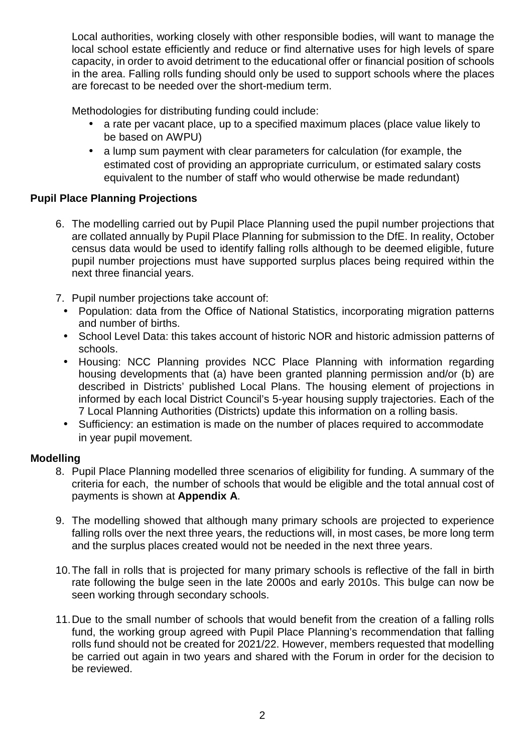Local authorities, working closely with other responsible bodies, will want to manage the local school estate efficiently and reduce or find alternative uses for high levels of spare capacity, in order to avoid detriment to the educational offer or financial position of schools in the area. Falling rolls funding should only be used to support schools where the places are forecast to be needed over the short-medium term.

Methodologies for distributing funding could include:

- a rate per vacant place, up to a specified maximum places (place value likely to be based on AWPU)
- a lump sum payment with clear parameters for calculation (for example, the estimated cost of providing an appropriate curriculum, or estimated salary costs equivalent to the number of staff who would otherwise be made redundant)

**Pupil Place Planning Projections**

6. The modelling carried out by Pupil Place Planning used the pupil number projections that are collated annually by Pupil Place Planning for submission to the DfE. In reality, October census data would be used to identify falling rolls although to be deemed eligible, future pupil number projections must have supported surplus places being required within the next three financial years.

7. Pupil number projections take account of:
   - Population: data from the Office of National Statistics, incorporating migration patterns and number of births.
   - School Level Data: this takes account of historic NOR and historic admission patterns of schools.
   - Housing: NCC Planning provides NCC Place Planning with information regarding housing developments that (a) have been granted planning permission and/or (b) are described in Districts' published Local Plans. The housing element of projections in informed by each local District Council's 5-year housing supply trajectories. Each of the 7 Local Planning Authorities (Districts) update this information on a rolling basis.
   - Sufficiency: an estimation is made on the number of places required to accommodate in year pupil movement.

**Modelling**

8. Pupil Place Planning modelled three scenarios of eligibility for funding. A summary of the criteria for each, the number of schools that would be eligible and the total annual cost of payments is shown at **Appendix A**.

9. The modelling showed that although many primary schools are projected to experience falling rolls over the next three years, the reductions will, in most cases, be more long term and the surplus places created would not be needed in the next three years.

10. The fall in rolls that is projected for many primary schools is reflective of the fall in birth rate following the bulge seen in the late 2000s and early 2010s. This bulge can now be seen working through secondary schools.

11. Due to the small number of schools that would benefit from the creation of a falling rolls fund, the working group agreed with Pupil Place Planning's recommendation that falling rolls fund should not be created for 2021/22. However, members requested that modelling be carried out again in two years and shared with the Forum in order for the decision to be reviewed.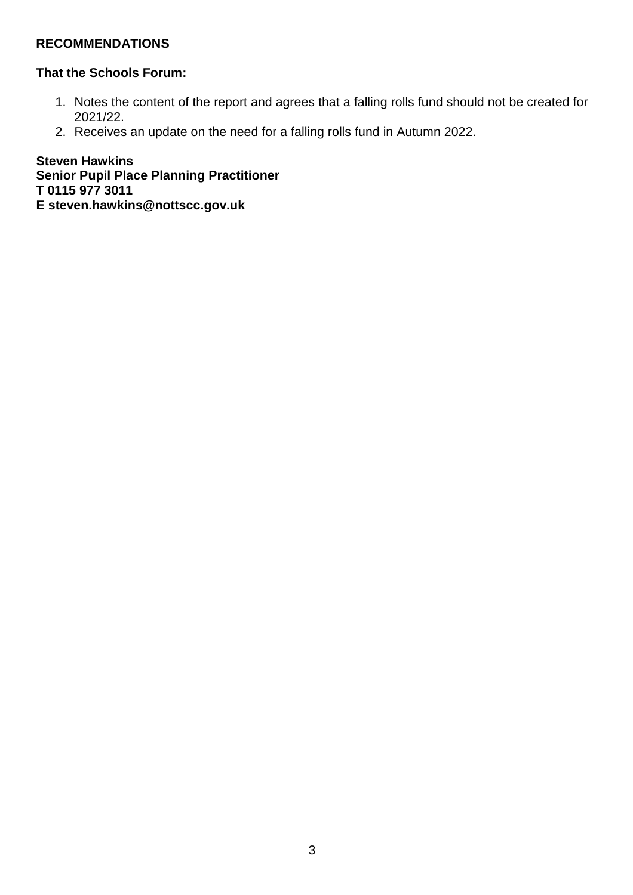## RECOMMENDATIONS

**That the Schools Forum:**

1. Notes the content of the report and agrees that a falling rolls fund should not be created for 2021/22.
2. Receives an update on the need for a falling rolls fund in Autumn 2022.

**Steven Hawkins**
**Senior Pupil Place Planning Practitioner**
**T 0115 977 3011**
**E steven.hawkins@nottscc.gov.uk**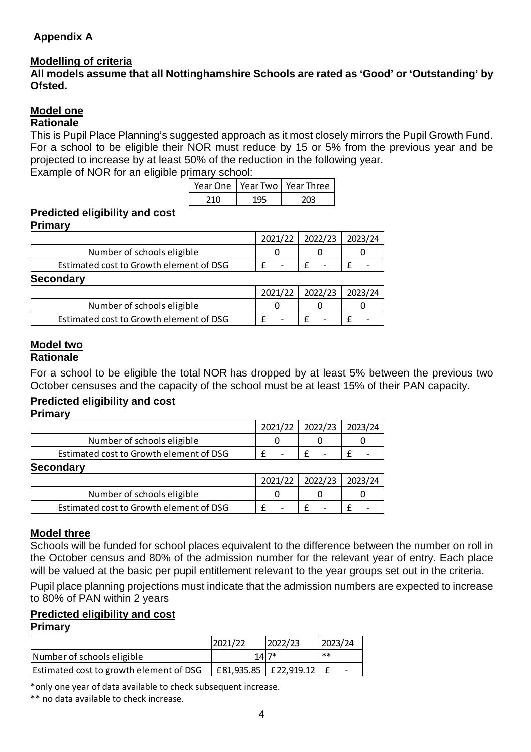## Appendix A

### Modelling of criteria

**All models assume that all Nottinghamshire Schools are rated as 'Good' or 'Outstanding' by Ofsted.**

### Model one

**Rationale**

This is Pupil Place Planning's suggested approach as it most closely mirrors the Pupil Growth Fund. For a school to be eligible their NOR must reduce by 15 or 5% from the previous year and be projected to increase by at least 50% of the reduction in the following year.

Example of NOR for an eligible primary school:

| Year One | Year Two | Year Three |
|---|---|---|
| 210 | 195 | 203 |

**Predicted eligibility and cost**

**Primary**

| | 2021/22 | 2022/23 | 2023/24 |
|---|---|---|---|
| Number of schools eligible | 0 | 0 | 0 |
| Estimated cost to Growth element of DSG | £ - | £ - | £ - |

**Secondary**

| | 2021/22 | 2022/23 | 2023/24 |
|---|---|---|---|
| Number of schools eligible | 0 | 0 | 0 |
| Estimated cost to Growth element of DSG | £ - | £ - | £ - |

### Model two

**Rationale**

For a school to be eligible the total NOR has dropped by at least 5% between the previous two October censuses and the capacity of the school must be at least 15% of their PAN capacity.

**Predicted eligibility and cost**

**Primary**

| | 2021/22 | 2022/23 | 2023/24 |
|---|---|---|---|
| Number of schools eligible | 0 | 0 | 0 |
| Estimated cost to Growth element of DSG | £ - | £ - | £ - |

**Secondary**

| | 2021/22 | 2022/23 | 2023/24 |
|---|---|---|---|
| Number of schools eligible | 0 | 0 | 0 |
| Estimated cost to Growth element of DSG | £ - | £ - | £ - |

### Model three

Schools will be funded for school places equivalent to the difference between the number on roll in the October census and 80% of the admission number for the relevant year of entry. Each place will be valued at the basic per pupil entitlement relevant to the year groups set out in the criteria.

Pupil place planning projections must indicate that the admission numbers are expected to increase to 80% of PAN within 2 years

**Predicted eligibility and cost**

**Primary**

| | 2021/22 | 2022/23 | 2023/24 |
|---|---|---|---|
| Number of schools eligible | 14 | 7* | ** |
| Estimated cost to growth element of DSG | £81,935.85 | £22,919.12 | £ - |

*only one year of data available to check subsequent increase.

** no data available to check increase.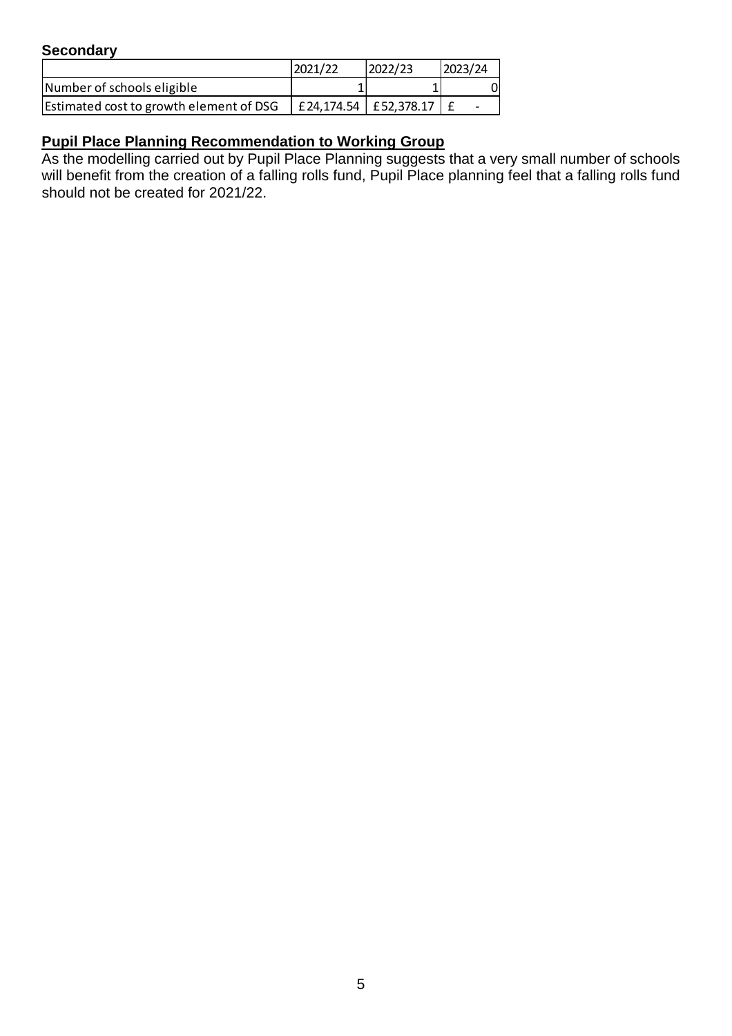**Secondary**

| | 2021/22 | 2022/23 | 2023/24 |
|---|---|---|---|
| Number of schools eligible | 1 | 1 | 0 |
| Estimated cost to growth element of DSG | £24,174.54 | £52,378.17 | £ - |

**Pupil Place Planning Recommendation to Working Group**

As the modelling carried out by Pupil Place Planning suggests that a very small number of schools will benefit from the creation of a falling rolls fund, Pupil Place planning feel that a falling rolls fund should not be created for 2021/22.